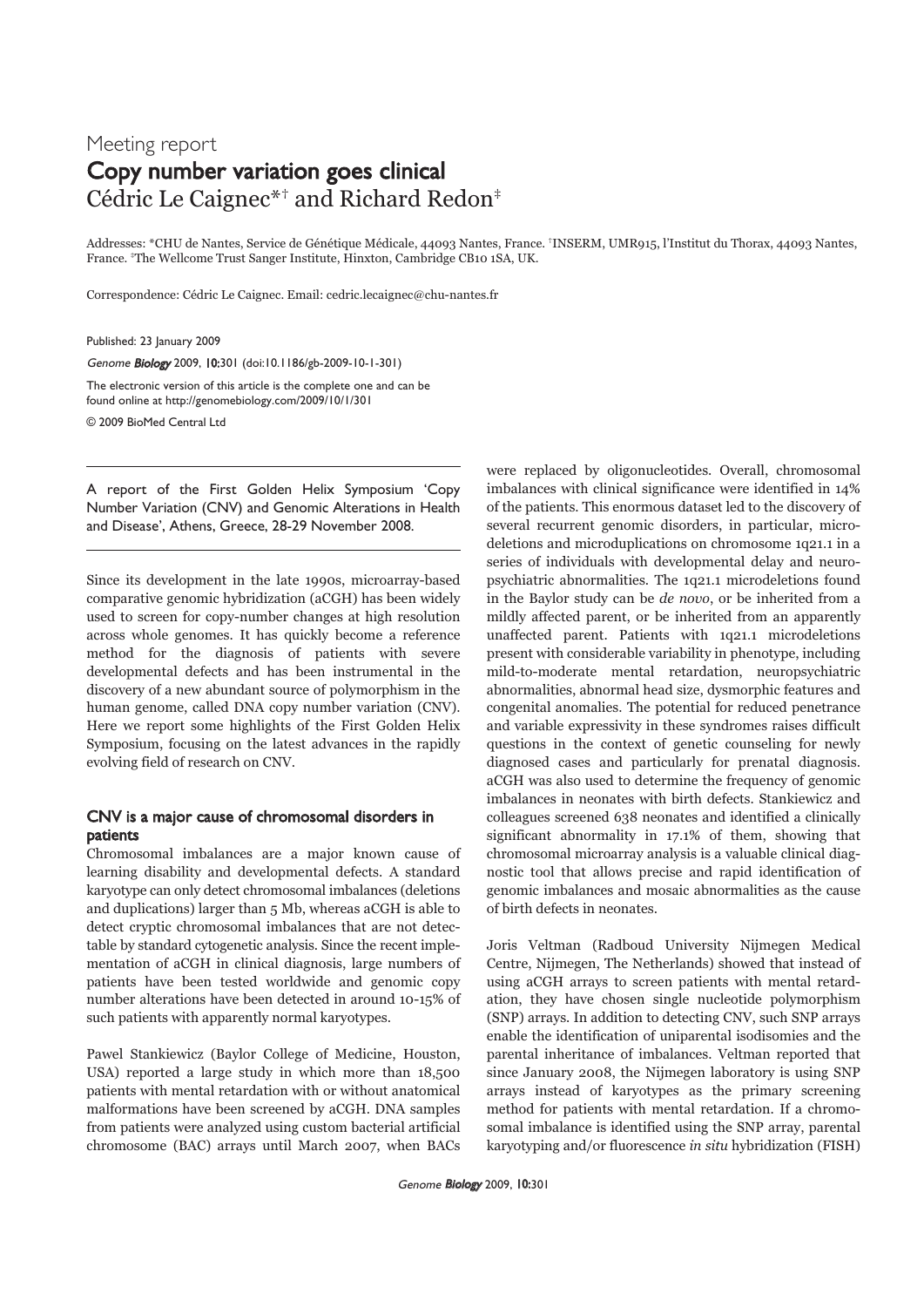Meeting report

# Copy number variation goes clinical

Cédric Le Caignec*† and Richard Redon‡

Addresses: *CHU de Nantes, Service de Génétique Médicale, 44093 Nantes, France. †INSERM, UMR915, l'Institut du Thorax, 44093 Nantes, France. ‡The Wellcome Trust Sanger Institute, Hinxton, Cambridge CB10 1SA, UK.

Correspondence: Cédric Le Caignec. Email: cedric.lecaignec@chu-nantes.fr

Published: 23 January 2009

*Genome Biology* 2009, **10:**301 (doi:10.1186/gb-2009-10-1-301)

The electronic version of this article is the complete one and can be found online at http://genomebiology.com/2009/10/1/301

© 2009 BioMed Central Ltd

---

A report of the First Golden Helix Symposium 'Copy Number Variation (CNV) and Genomic Alterations in Health and Disease', Athens, Greece, 28-29 November 2008.

---

Since its development in the late 1990s, microarray-based comparative genomic hybridization (aCGH) has been widely used to screen for copy-number changes at high resolution across whole genomes. It has quickly become a reference method for the diagnosis of patients with severe developmental defects and has been instrumental in the discovery of a new abundant source of polymorphism in the human genome, called DNA copy number variation (CNV). Here we report some highlights of the First Golden Helix Symposium, focusing on the latest advances in the rapidly evolving field of research on CNV.

## CNV is a major cause of chromosomal disorders in patients

Chromosomal imbalances are a major known cause of learning disability and developmental defects. A standard karyotype can only detect chromosomal imbalances (deletions and duplications) larger than 5 Mb, whereas aCGH is able to detect cryptic chromosomal imbalances that are not detectable by standard cytogenetic analysis. Since the recent implementation of aCGH in clinical diagnosis, large numbers of patients have been tested worldwide and genomic copy number alterations have been detected in around 10-15% of such patients with apparently normal karyotypes.

Pawel Stankiewicz (Baylor College of Medicine, Houston, USA) reported a large study in which more than 18,500 patients with mental retardation with or without anatomical malformations have been screened by aCGH. DNA samples from patients were analyzed using custom bacterial artificial chromosome (BAC) arrays until March 2007, when BACs were replaced by oligonucleotides. Overall, chromosomal imbalances with clinical significance were identified in 14% of the patients. This enormous dataset led to the discovery of several recurrent genomic disorders, in particular, microdeletions and microduplications on chromosome 1q21.1 in a series of individuals with developmental delay and neuropsychiatric abnormalities. The 1q21.1 microdeletions found in the Baylor study can be *de novo*, or be inherited from a mildly affected parent, or be inherited from an apparently unaffected parent. Patients with 1q21.1 microdeletions present with considerable variability in phenotype, including mild-to-moderate mental retardation, neuropsychiatric abnormalities, abnormal head size, dysmorphic features and congenital anomalies. The potential for reduced penetrance and variable expressivity in these syndromes raises difficult questions in the context of genetic counseling for newly diagnosed cases and particularly for prenatal diagnosis. aCGH was also used to determine the frequency of genomic imbalances in neonates with birth defects. Stankiewicz and colleagues screened 638 neonates and identified a clinically significant abnormality in 17.1% of them, showing that chromosomal microarray analysis is a valuable clinical diagnostic tool that allows precise and rapid identification of genomic imbalances and mosaic abnormalities as the cause of birth defects in neonates.

Joris Veltman (Radboud University Nijmegen Medical Centre, Nijmegen, The Netherlands) showed that instead of using aCGH arrays to screen patients with mental retardation, they have chosen single nucleotide polymorphism (SNP) arrays. In addition to detecting CNV, such SNP arrays enable the identification of uniparental isodisomies and the parental inheritance of imbalances. Veltman reported that since January 2008, the Nijmegen laboratory is using SNP arrays instead of karyotypes as the primary screening method for patients with mental retardation. If a chromosomal imbalance is identified using the SNP array, parental karyotyping and/or fluorescence *in situ* hybridization (FISH)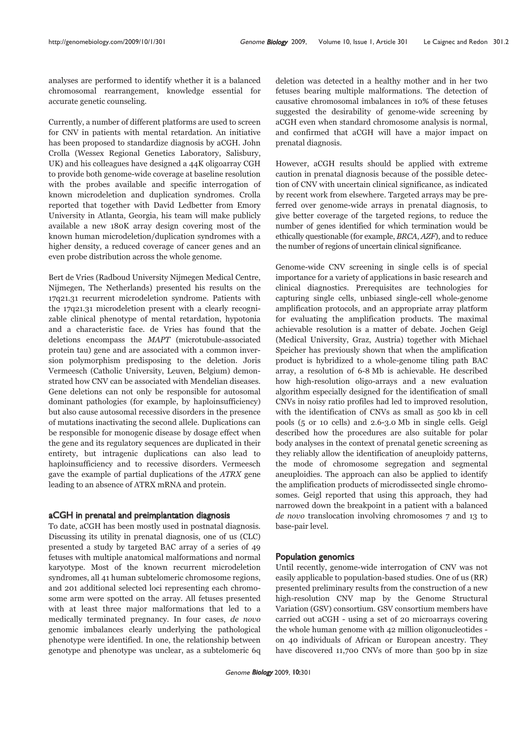analyses are performed to identify whether it is a balanced chromosomal rearrangement, knowledge essential for accurate genetic counseling.

Currently, a number of different platforms are used to screen for CNV in patients with mental retardation. An initiative has been proposed to standardize diagnosis by aCGH. John Crolla (Wessex Regional Genetics Laboratory, Salisbury, UK) and his colleagues have designed a 44K oligoarray CGH to provide both genome-wide coverage at baseline resolution with the probes available and specific interrogation of known microdeletion and duplication syndromes. Crolla reported that together with David Ledbetter from Emory University in Atlanta, Georgia, his team will make publicly available a new 180K array design covering most of the known human microdeletion/duplication syndromes with a higher density, a reduced coverage of cancer genes and an even probe distribution across the whole genome.

Bert de Vries (Radboud University Nijmegen Medical Centre, Nijmegen, The Netherlands) presented his results on the 17q21.31 recurrent microdeletion syndrome. Patients with the 17q21.31 microdeletion present with a clearly recognizable clinical phenotype of mental retardation, hypotonia and a characteristic face. de Vries has found that the deletions encompass the *MAPT* (microtubule-associated protein tau) gene and are associated with a common inversion polymorphism predisposing to the deletion. Joris Vermeesch (Catholic University, Leuven, Belgium) demonstrated how CNV can be associated with Mendelian diseases. Gene deletions can not only be responsible for autosomal dominant pathologies (for example, by haploinsufficiency) but also cause autosomal recessive disorders in the presence of mutations inactivating the second allele. Duplications can be responsible for monogenic disease by dosage effect when the gene and its regulatory sequences are duplicated in their entirety, but intragenic duplications can also lead to haploinsufficiency and to recessive disorders. Vermeesch gave the example of partial duplications of the *ATRX* gene leading to an absence of ATRX mRNA and protein.

## aCGH in prenatal and preimplantation diagnosis

To date, aCGH has been mostly used in postnatal diagnosis. Discussing its utility in prenatal diagnosis, one of us (CLC) presented a study by targeted BAC array of a series of 49 fetuses with multiple anatomical malformations and normal karyotype. Most of the known recurrent microdeletion syndromes, all 41 human subtelomeric chromosome regions, and 201 additional selected loci representing each chromosome arm were spotted on the array. All fetuses presented with at least three major malformations that led to a medically terminated pregnancy. In four cases, *de novo* genomic imbalances clearly underlying the pathological phenotype were identified. In one, the relationship between genotype and phenotype was unclear, as a subtelomeric 6q deletion was detected in a healthy mother and in her two fetuses bearing multiple malformations. The detection of causative chromosomal imbalances in 10% of these fetuses suggested the desirability of genome-wide screening by aCGH even when standard chromosome analysis is normal, and confirmed that aCGH will have a major impact on prenatal diagnosis.

However, aCGH results should be applied with extreme caution in prenatal diagnosis because of the possible detection of CNV with uncertain clinical significance, as indicated by recent work from elsewhere. Targeted arrays may be preferred over genome-wide arrays in prenatal diagnosis, to give better coverage of the targeted regions, to reduce the number of genes identified for which termination would be ethically questionable (for example, *BRCA*, *AZF*), and to reduce the number of regions of uncertain clinical significance.

Genome-wide CNV screening in single cells is of special importance for a variety of applications in basic research and clinical diagnostics. Prerequisites are technologies for capturing single cells, unbiased single-cell whole-genome amplification protocols, and an appropriate array platform for evaluating the amplification products. The maximal achievable resolution is a matter of debate. Jochen Geigl (Medical University, Graz, Austria) together with Michael Speicher has previously shown that when the amplification product is hybridized to a whole-genome tiling path BAC array, a resolution of 6-8 Mb is achievable. He described how high-resolution oligo-arrays and a new evaluation algorithm especially designed for the identification of small CNVs in noisy ratio profiles had led to improved resolution, with the identification of CNVs as small as 500 kb in cell pools (5 or 10 cells) and 2.6-3.0 Mb in single cells. Geigl described how the procedures are also suitable for polar body analyses in the context of prenatal genetic screening as they reliably allow the identification of aneuploidy patterns, the mode of chromosome segregation and segmental aneuploidies. The approach can also be applied to identify the amplification products of microdissected single chromosomes. Geigl reported that using this approach, they had narrowed down the breakpoint in a patient with a balanced *de novo* translocation involving chromosomes 7 and 13 to base-pair level.

## Population genomics

Until recently, genome-wide interrogation of CNV was not easily applicable to population-based studies. One of us (RR) presented preliminary results from the construction of a new high-resolution CNV map by the Genome Structural Variation (GSV) consortium. GSV consortium members have carried out aCGH - using a set of 20 microarrays covering the whole human genome with 42 million oligonucleotides - on 40 individuals of African or European ancestry. They have discovered 11,700 CNVs of more than 500 bp in size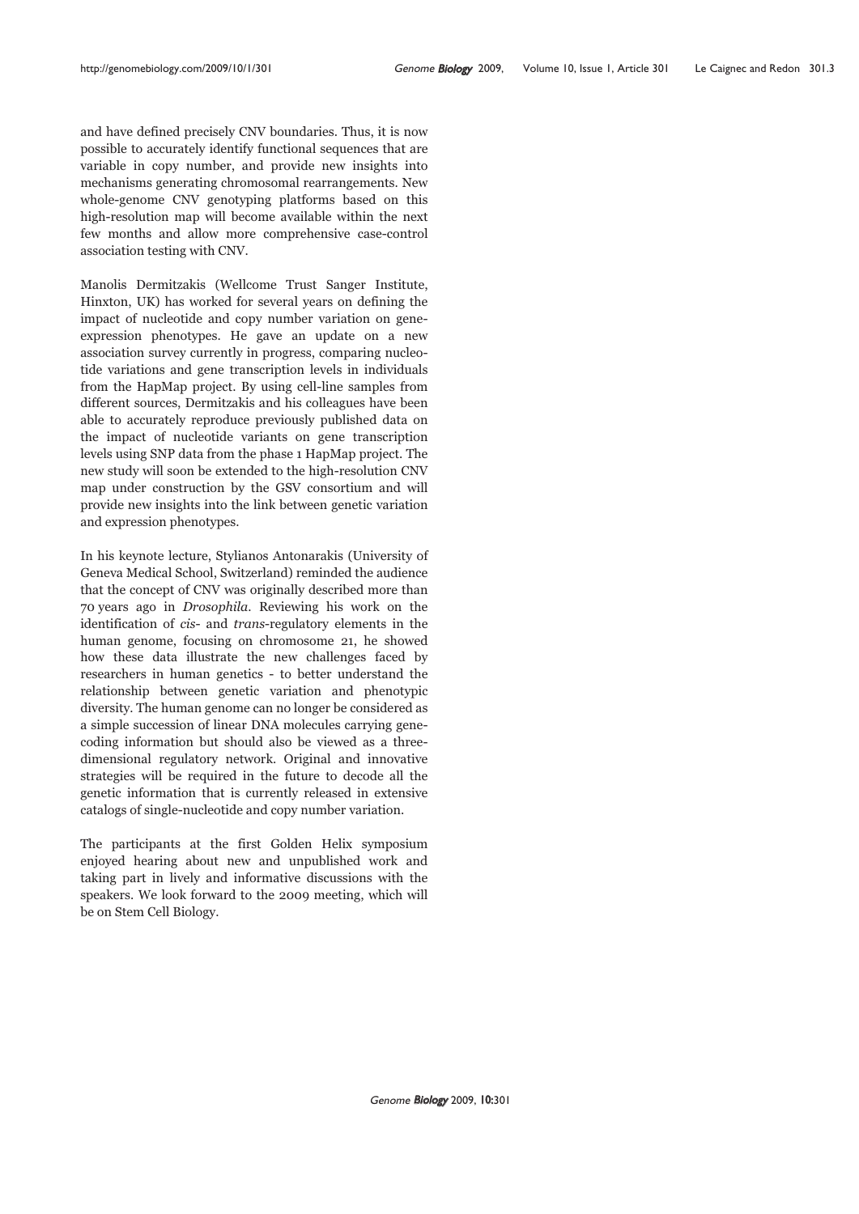and have defined precisely CNV boundaries. Thus, it is now possible to accurately identify functional sequences that are variable in copy number, and provide new insights into mechanisms generating chromosomal rearrangements. New whole-genome CNV genotyping platforms based on this high-resolution map will become available within the next few months and allow more comprehensive case-control association testing with CNV.

Manolis Dermitzakis (Wellcome Trust Sanger Institute, Hinxton, UK) has worked for several years on defining the impact of nucleotide and copy number variation on gene-expression phenotypes. He gave an update on a new association survey currently in progress, comparing nucleotide variations and gene transcription levels in individuals from the HapMap project. By using cell-line samples from different sources, Dermitzakis and his colleagues have been able to accurately reproduce previously published data on the impact of nucleotide variants on gene transcription levels using SNP data from the phase 1 HapMap project. The new study will soon be extended to the high-resolution CNV map under construction by the GSV consortium and will provide new insights into the link between genetic variation and expression phenotypes.

In his keynote lecture, Stylianos Antonarakis (University of Geneva Medical School, Switzerland) reminded the audience that the concept of CNV was originally described more than 70 years ago in *Drosophila*. Reviewing his work on the identification of *cis*- and *trans*-regulatory elements in the human genome, focusing on chromosome 21, he showed how these data illustrate the new challenges faced by researchers in human genetics - to better understand the relationship between genetic variation and phenotypic diversity. The human genome can no longer be considered as a simple succession of linear DNA molecules carrying gene-coding information but should also be viewed as a three-dimensional regulatory network. Original and innovative strategies will be required in the future to decode all the genetic information that is currently released in extensive catalogs of single-nucleotide and copy number variation.

The participants at the first Golden Helix symposium enjoyed hearing about new and unpublished work and taking part in lively and informative discussions with the speakers. We look forward to the 2009 meeting, which will be on Stem Cell Biology.